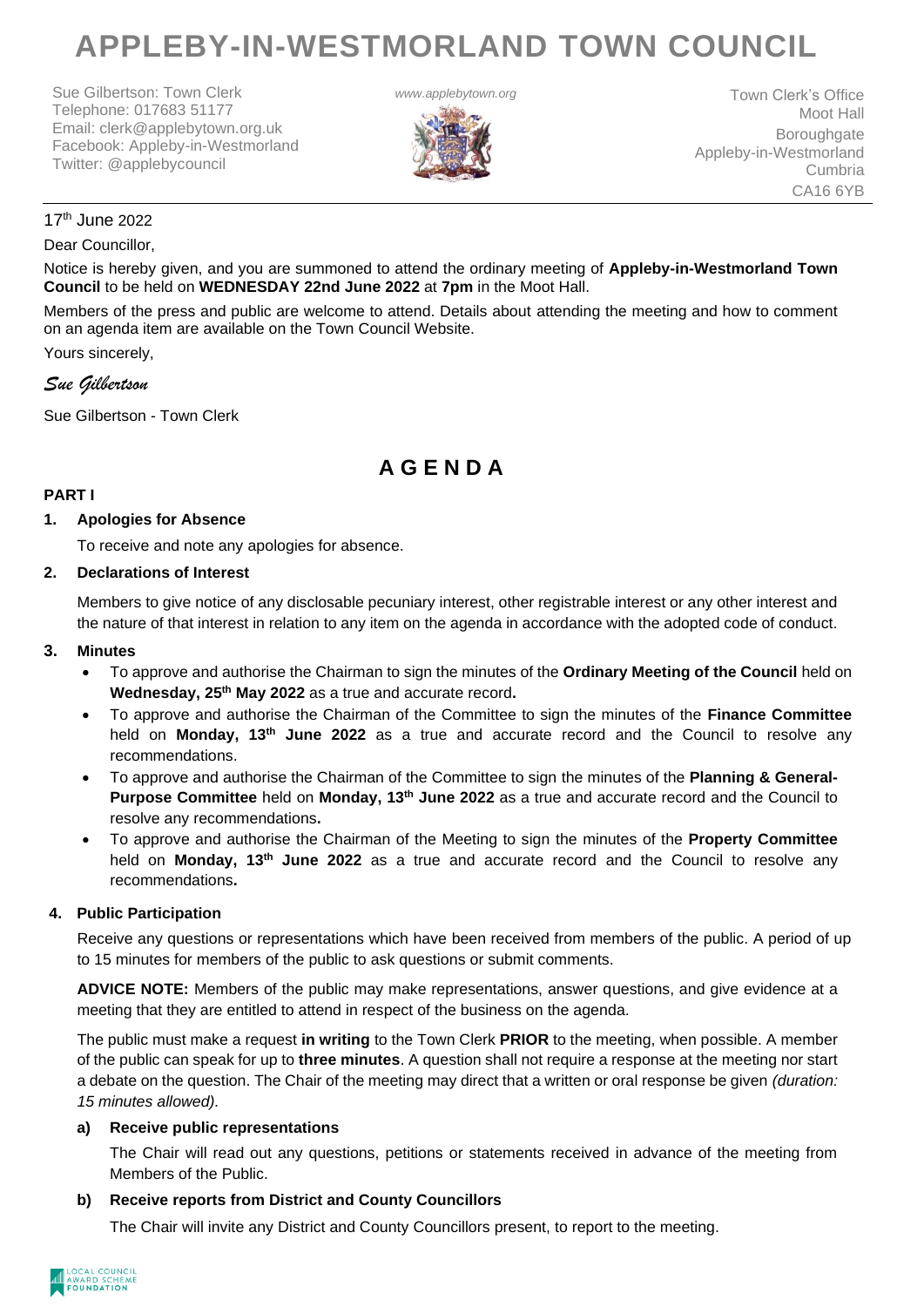# APPLEBY-IN-WESTMORLAND TOWN COUNCIL

Sue Gilbertson: Town Clerk
Telephone: 017683 51177
Email: clerk@applebytown.org.uk
Facebook: Appleby-in-Westmorland
Twitter: @applebycouncil

www.applebytown.org

Town Clerk's Office
Moot Hall
Boroughgate
Appleby-in-Westmorland
Cumbria
CA16 6YB

17th June 2022

Dear Councillor,

Notice is hereby given, and you are summoned to attend the ordinary meeting of **Appleby-in-Westmorland Town Council** to be held on **WEDNESDAY 22nd June 2022** at **7pm** in the Moot Hall.

Members of the press and public are welcome to attend. Details about attending the meeting and how to comment on an agenda item are available on the Town Council Website.

Yours sincerely,

*Sue Gilbertson*

Sue Gilbertson - Town Clerk

## A G E N D A

**PART I**

**1. Apologies for Absence**

To receive and note any apologies for absence.

**2. Declarations of Interest**

Members to give notice of any disclosable pecuniary interest, other registrable interest or any other interest and the nature of that interest in relation to any item on the agenda in accordance with the adopted code of conduct.

**3. Minutes**

- To approve and authorise the Chairman to sign the minutes of the **Ordinary Meeting of the Council** held on **Wednesday, 25th May 2022** as a true and accurate record**.**
- To approve and authorise the Chairman of the Committee to sign the minutes of the **Finance Committee** held on **Monday, 13th June 2022** as a true and accurate record and the Council to resolve any recommendations.
- To approve and authorise the Chairman of the Committee to sign the minutes of the **Planning & General-Purpose Committee** held on **Monday, 13th June 2022** as a true and accurate record and the Council to resolve any recommendations**.**
- To approve and authorise the Chairman of the Meeting to sign the minutes of the **Property Committee** held on **Monday, 13th June 2022** as a true and accurate record and the Council to resolve any recommendations**.**

**4. Public Participation**

Receive any questions or representations which have been received from members of the public. A period of up to 15 minutes for members of the public to ask questions or submit comments.

**ADVICE NOTE:** Members of the public may make representations, answer questions, and give evidence at a meeting that they are entitled to attend in respect of the business on the agenda.

The public must make a request **in writing** to the Town Clerk **PRIOR** to the meeting, when possible. A member of the public can speak for up to **three minutes**. A question shall not require a response at the meeting nor start a debate on the question. The Chair of the meeting may direct that a written or oral response be given *(duration: 15 minutes allowed).*

**a) Receive public representations**

The Chair will read out any questions, petitions or statements received in advance of the meeting from Members of the Public.

**b) Receive reports from District and County Councillors**

The Chair will invite any District and County Councillors present, to report to the meeting.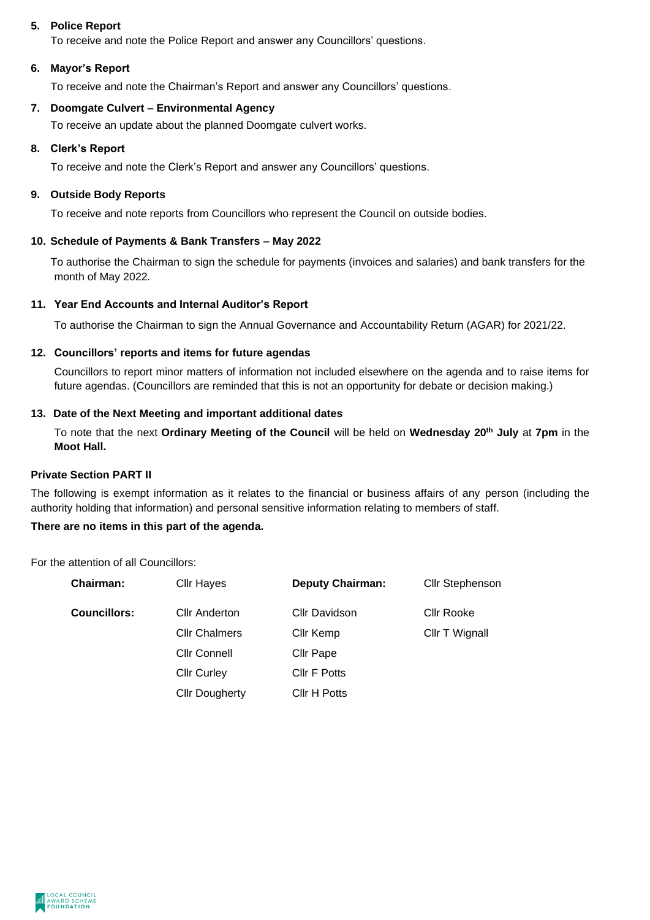**5. Police Report**

To receive and note the Police Report and answer any Councillors' questions.

**6. Mayor's Report**

To receive and note the Chairman's Report and answer any Councillors' questions.

**7. Doomgate Culvert – Environmental Agency**

To receive an update about the planned Doomgate culvert works.

**8. Clerk's Report**

To receive and note the Clerk's Report and answer any Councillors' questions.

**9. Outside Body Reports**

To receive and note reports from Councillors who represent the Council on outside bodies.

**10. Schedule of Payments & Bank Transfers – May 2022**

To authorise the Chairman to sign the schedule for payments (invoices and salaries) and bank transfers for the month of May 2022.

**11. Year End Accounts and Internal Auditor's Report**

To authorise the Chairman to sign the Annual Governance and Accountability Return (AGAR) for 2021/22.

**12. Councillors' reports and items for future agendas**

Councillors to report minor matters of information not included elsewhere on the agenda and to raise items for future agendas. (Councillors are reminded that this is not an opportunity for debate or decision making.)

**13. Date of the Next Meeting and important additional dates**

To note that the next **Ordinary Meeting of the Council** will be held on **Wednesday 20th July** at **7pm** in the **Moot Hall.**

**Private Section PART II**

The following is exempt information as it relates to the financial or business affairs of any person (including the authority holding that information) and personal sensitive information relating to members of staff.

**There are no items in this part of the agenda.**

For the attention of all Councillors:

| | | | |
|---|---|---|---|
| **Chairman:** | Cllr Hayes | **Deputy Chairman:** | Cllr Stephenson |
| **Councillors:** | Cllr Anderton | Cllr Davidson | Cllr Rooke |
| | Cllr Chalmers | Cllr Kemp | Cllr T Wignall |
| | Cllr Connell | Cllr Pape | |
| | Cllr Curley | Cllr F Potts | |
| | Cllr Dougherty | Cllr H Potts | |

LOCAL COUNCIL AWARD SCHEME FOUNDATION